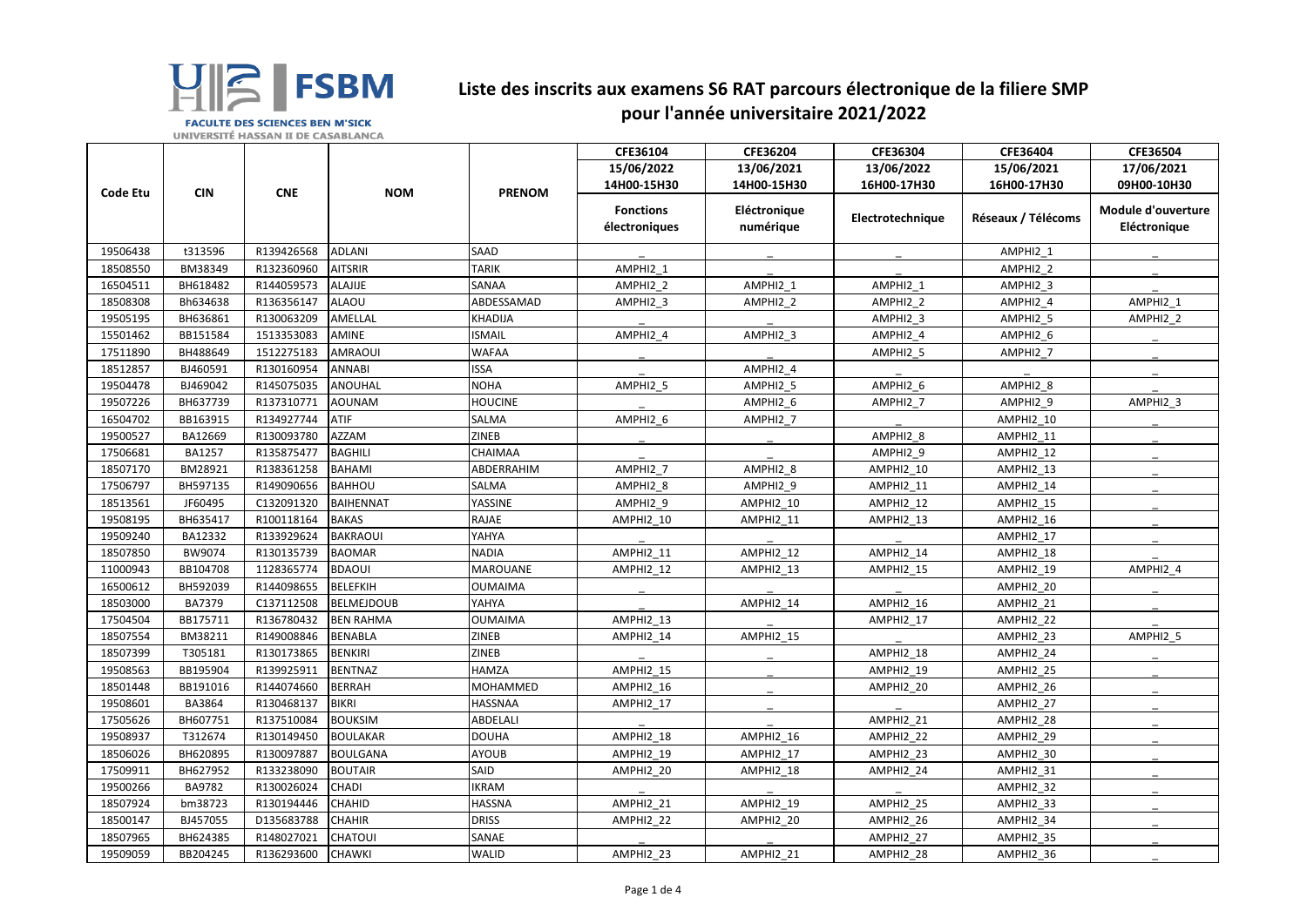FSBM

FACULTE DES SCIENCES BEN M'SICK
UNIVERSITÉ HASSAN II DE CASABLANCA

# Liste des inscrits aux examens S6 RAT parcours électronique de la filiere SMP pour l'année universitaire 2021/2022

| Code Etu | CIN | CNE | NOM | PRENOM | CFE36104<br>15/06/2022<br>14H00-15H30<br>Fonctions électroniques | CFE36204<br>13/06/2021<br>14H00-15H30<br>Eléctronique numérique | CFE36304<br>13/06/2022<br>16H00-17H30<br>Electrotechnique | CFE36404<br>15/06/2021<br>16H00-17H30<br>Réseaux / Télécoms | CFE36504<br>17/06/2021<br>09H00-10H30<br>Module d'ouverture Eléctronique |
|---|---|---|---|---|---|---|---|---|---|
| 19506438 | t313596 | R139426568 | ADLANI | SAAD | _ | _ | _ | AMPHI2_1 | _ |
| 18508550 | BM38349 | R132360960 | AITSRIR | TARIK | AMPHI2_1 | _ | _ | AMPHI2_2 | _ |
| 16504511 | BH618482 | R144059573 | ALAJIJE | SANAA | AMPHI2_2 | AMPHI2_1 | AMPHI2_1 | AMPHI2_3 | _ |
| 18508308 | Bh634638 | R136356147 | ALAOU | ABDESSAMAD | AMPHI2_3 | AMPHI2_2 | AMPHI2_2 | AMPHI2_4 | AMPHI2_1 |
| 19505195 | BH636861 | R130063209 | AMELLAL | KHADIJA | _ | _ | AMPHI2_3 | AMPHI2_5 | AMPHI2_2 |
| 15501462 | BB151584 | 1513353083 | AMINE | ISMAIL | AMPHI2_4 | AMPHI2_3 | AMPHI2_4 | AMPHI2_6 | _ |
| 17511890 | BH488649 | 1512275183 | AMRAOUI | WAFAA | _ | _ | AMPHI2_5 | AMPHI2_7 | _ |
| 18512857 | BJ460591 | R130160954 | ANNABI | ISSA | _ | AMPHI2_4 | _ | _ | _ |
| 19504478 | BJ469042 | R145075035 | ANOUHAL | NOHA | AMPHI2_5 | AMPHI2_5 | AMPHI2_6 | AMPHI2_8 | _ |
| 19507226 | BH637739 | R137310771 | AOUNAM | HOUCINE | _ | AMPHI2_6 | AMPHI2_7 | AMPHI2_9 | AMPHI2_3 |
| 16504702 | BB163915 | R134927744 | ATIF | SALMA | AMPHI2_6 | AMPHI2_7 | _ | AMPHI2_10 | _ |
| 19500527 | BA12669 | R130093780 | AZZAM | ZINEB | _ | _ | AMPHI2_8 | AMPHI2_11 | _ |
| 17506681 | BA1257 | R135875477 | BAGHILI | CHAIMAA | _ | _ | AMPHI2_9 | AMPHI2_12 | _ |
| 18507170 | BM28921 | R138361258 | BAHAMI | ABDERRAHIM | AMPHI2_7 | AMPHI2_8 | AMPHI2_10 | AMPHI2_13 | _ |
| 17506797 | BH597135 | R149090656 | BAHHOU | SALMA | AMPHI2_8 | AMPHI2_9 | AMPHI2_11 | AMPHI2_14 | _ |
| 18513561 | JF60495 | C132091320 | BAIHENNAT | YASSINE | AMPHI2_9 | AMPHI2_10 | AMPHI2_12 | AMPHI2_15 | _ |
| 19508195 | BH635417 | R100118164 | BAKAS | RAJAE | AMPHI2_10 | AMPHI2_11 | AMPHI2_13 | AMPHI2_16 | _ |
| 19509240 | BA12332 | R133929624 | BAKRAOUI | YAHYA | _ | _ | _ | AMPHI2_17 | _ |
| 18507850 | BW9074 | R130135739 | BAOMAR | NADIA | AMPHI2_11 | AMPHI2_12 | AMPHI2_14 | AMPHI2_18 | _ |
| 11000943 | BB104708 | 1128365774 | BDAOUI | MAROUANE | AMPHI2_12 | AMPHI2_13 | AMPHI2_15 | AMPHI2_19 | AMPHI2_4 |
| 16500612 | BH592039 | R144098655 | BELEFKIH | OUMAIMA | _ | _ | _ | AMPHI2_20 | _ |
| 18503000 | BA7379 | C137112508 | BELMEJDOUB | YAHYA | _ | AMPHI2_14 | AMPHI2_16 | AMPHI2_21 | _ |
| 17504504 | BB175711 | R136780432 | BEN RAHMA | OUMAIMA | AMPHI2_13 | _ | AMPHI2_17 | AMPHI2_22 | _ |
| 18507554 | BM38211 | R149008846 | BENABLA | ZINEB | AMPHI2_14 | AMPHI2_15 | _ | AMPHI2_23 | AMPHI2_5 |
| 18507399 | T305181 | R130173865 | BENKIRI | ZINEB | _ | _ | AMPHI2_18 | AMPHI2_24 | _ |
| 19508563 | BB195904 | R139925911 | BENTNAZ | HAMZA | AMPHI2_15 | _ | AMPHI2_19 | AMPHI2_25 | _ |
| 18501448 | BB191016 | R144074660 | BERRAH | MOHAMMED | AMPHI2_16 | _ | AMPHI2_20 | AMPHI2_26 | _ |
| 19508601 | BA3864 | R130468137 | BIKRI | HASSNAA | AMPHI2_17 | _ | _ | AMPHI2_27 | _ |
| 17505626 | BH607751 | R137510084 | BOUKSIM | ABDELALI | _ | _ | AMPHI2_21 | AMPHI2_28 | _ |
| 19508937 | T312674 | R130149450 | BOULAKAR | DOUHA | AMPHI2_18 | AMPHI2_16 | AMPHI2_22 | AMPHI2_29 | _ |
| 18506026 | BH620895 | R130097887 | BOULGANA | AYOUB | AMPHI2_19 | AMPHI2_17 | AMPHI2_23 | AMPHI2_30 | _ |
| 17509911 | BH627952 | R133238090 | BOUTAIR | SAID | AMPHI2_20 | AMPHI2_18 | AMPHI2_24 | AMPHI2_31 | _ |
| 19500266 | BA9782 | R130026024 | CHADI | IKRAM | _ | _ | _ | AMPHI2_32 | _ |
| 18507924 | bm38723 | R130194446 | CHAHID | HASSNA | AMPHI2_21 | AMPHI2_19 | AMPHI2_25 | AMPHI2_33 | _ |
| 18500147 | BJ457055 | D135683788 | CHAHIR | DRISS | AMPHI2_22 | AMPHI2_20 | AMPHI2_26 | AMPHI2_34 | _ |
| 18507965 | BH624385 | R148027021 | CHATOUI | SANAE | _ | _ | AMPHI2_27 | AMPHI2_35 | _ |
| 19509059 | BB204245 | R136293600 | CHAWKI | WALID | AMPHI2_23 | AMPHI2_21 | AMPHI2_28 | AMPHI2_36 | _ |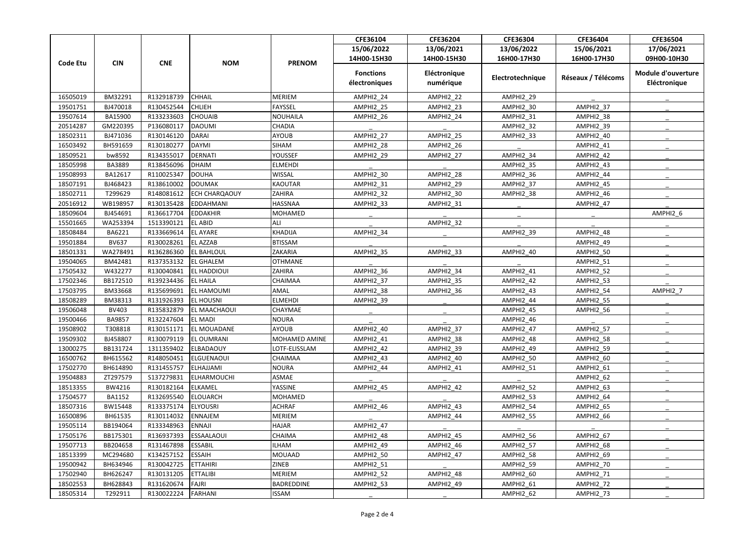| Code Etu | CIN | CNE | NOM | PRENOM | CFE36104 | CFE36204 | CFE36304 | CFE36404 | CFE36504 |
|---|---|---|---|---|---|---|---|---|---|
| | | | | | 15/06/2022 14H00-15H30 | 13/06/2021 14H00-15H30 | 13/06/2022 16H00-17H30 | 15/06/2021 16H00-17H30 | 17/06/2021 09H00-10H30 |
| | | | | | Fonctions électroniques | Eléctronique numérique | Electrotechnique | Réseaux / Télécoms | Module d'ouverture Eléctronique |
| 16505019 | BM32291 | R132918739 | CHHAIL | MERIEM | AMPHI2_24 | AMPHI2_22 | AMPHI2_29 | _ | _ |
| 19501751 | BJ470018 | R130452544 | CHLIEH | FAYSSEL | AMPHI2_25 | AMPHI2_23 | AMPHI2_30 | AMPHI2_37 | _ |
| 19507614 | BA15900 | R133233603 | CHOUAIB | NOUHAILA | AMPHI2_26 | AMPHI2_24 | AMPHI2_31 | AMPHI2_38 | _ |
| 20514287 | GM220395 | P136080117 | DAOUMI | CHADIA | _ | _ | AMPHI2_32 | AMPHI2_39 | _ |
| 18502311 | BJ471036 | R130146120 | DARAI | AYOUB | AMPHI2_27 | AMPHI2_25 | AMPHI2_33 | AMPHI2_40 | _ |
| 16503492 | BH591659 | R130180277 | DAYMI | SIHAM | AMPHI2_28 | AMPHI2_26 | _ | AMPHI2_41 | _ |
| 18509521 | bw8592 | R134355017 | DERNATI | YOUSSEF | AMPHI2_29 | AMPHI2_27 | AMPHI2_34 | AMPHI2_42 | _ |
| 18505998 | BA3889 | R138456096 | DHAIM | ELMEHDI | _ | _ | AMPHI2_35 | AMPHI2_43 | _ |
| 19508993 | BA12617 | R110025347 | DOUHA | WISSAL | AMPHI2_30 | AMPHI2_28 | AMPHI2_36 | AMPHI2_44 | _ |
| 18507191 | BJ468423 | R138610002 | DOUMAK | KAOUTAR | AMPHI2_31 | AMPHI2_29 | AMPHI2_37 | AMPHI2_45 | _ |
| 18502711 | T299629 | R148081612 | ECH CHARQAOUY | ZAHIRA | AMPHI2_32 | AMPHI2_30 | AMPHI2_38 | AMPHI2_46 | _ |
| 20516912 | WB198957 | R130135428 | EDDAHMANI | HASSNAA | AMPHI2_33 | AMPHI2_31 | _ | AMPHI2_47 | _ |
| 18509604 | BJ454691 | R136617704 | EDDAKHIR | MOHAMED | _ | _ | _ | _ | AMPHI2_6 |
| 15501665 | WA253394 | 1513390121 | EL ABID | ALI | _ | AMPHI2_32 | _ | _ | _ |
| 18508484 | BA6221 | R133669614 | EL AYARE | KHADIJA | AMPHI2_34 | _ | AMPHI2_39 | AMPHI2_48 | _ |
| 19501884 | BV637 | R130028261 | EL AZZAB | BTISSAM | _ | _ | _ | AMPHI2_49 | _ |
| 18501331 | WA278491 | R136286360 | EL BAHLOUL | ZAKARIA | AMPHI2_35 | AMPHI2_33 | AMPHI2_40 | AMPHI2_50 | _ |
| 19504065 | BM42481 | R137353132 | EL GHALEM | OTHMANE | _ | _ | _ | AMPHI2_51 | _ |
| 17505432 | W432277 | R130040841 | EL HADDIOUI | ZAHIRA | AMPHI2_36 | AMPHI2_34 | AMPHI2_41 | AMPHI2_52 | _ |
| 17502346 | BB172510 | R139234436 | EL HAILA | CHAIMAA | AMPHI2_37 | AMPHI2_35 | AMPHI2_42 | AMPHI2_53 | _ |
| 17503795 | BM33668 | R135699691 | EL HAMOUMI | AMAL | AMPHI2_38 | AMPHI2_36 | AMPHI2_43 | AMPHI2_54 | AMPHI2_7 |
| 18508289 | BM38313 | R131926393 | EL HOUSNI | ELMEHDI | AMPHI2_39 | _ | AMPHI2_44 | AMPHI2_55 | _ |
| 19506048 | BV403 | R135832879 | EL MAACHAOUI | CHAYMAE | _ | _ | AMPHI2_45 | AMPHI2_56 | _ |
| 19500466 | BA9857 | R132247604 | EL MADI | NOURA | _ | _ | AMPHI2_46 | _ | _ |
| 19508902 | T308818 | R130151171 | EL MOUADANE | AYOUB | AMPHI2_40 | AMPHI2_37 | AMPHI2_47 | AMPHI2_57 | _ |
| 19509302 | BJ458807 | R130079119 | EL OUMRANI | MOHAMED AMINE | AMPHI2_41 | AMPHI2_38 | AMPHI2_48 | AMPHI2_58 | _ |
| 13000275 | BB131724 | 1311359402 | ELBADAOUY | LOTF-ELISSLAM | AMPHI2_42 | AMPHI2_39 | AMPHI2_49 | AMPHI2_59 | _ |
| 16500762 | BH615562 | R148050451 | ELGUENAOUI | CHAIMAA | AMPHI2_43 | AMPHI2_40 | AMPHI2_50 | AMPHI2_60 | _ |
| 17502770 | BH614890 | R131455757 | ELHAJJAMI | NOURA | AMPHI2_44 | AMPHI2_41 | AMPHI2_51 | AMPHI2_61 | _ |
| 19504883 | ZT297579 | S137279831 | ELHARMOUCHI | ASMAE | _ | _ | _ | AMPHI2_62 | _ |
| 18513355 | BW4216 | R130182164 | ELKAMEL | YASSINE | AMPHI2_45 | AMPHI2_42 | AMPHI2_52 | AMPHI2_63 | _ |
| 17504577 | BA1152 | R132695540 | ELOUARCH | MOHAMED | _ | _ | AMPHI2_53 | AMPHI2_64 | _ |
| 18507316 | BW15448 | R133375174 | ELYOUSRI | ACHRAF | AMPHI2_46 | AMPHI2_43 | AMPHI2_54 | AMPHI2_65 | _ |
| 16500896 | BH61535 | R130114032 | ENNAJEM | MERIEM | _ | AMPHI2_44 | AMPHI2_55 | AMPHI2_66 | _ |
| 19505114 | BB194064 | R133348963 | ENNAJI | HAJAR | AMPHI2_47 | _ | _ | _ | _ |
| 17505176 | BB175301 | R136937393 | ESSAALAOUI | CHAIMA | AMPHI2_48 | AMPHI2_45 | AMPHI2_56 | AMPHI2_67 | _ |
| 19507713 | BB204658 | R131467898 | ESSABIL | ILHAM | AMPHI2_49 | AMPHI2_46 | AMPHI2_57 | AMPHI2_68 | _ |
| 18513399 | MC294680 | K134257152 | ESSAIH | MOUAAD | AMPHI2_50 | AMPHI2_47 | AMPHI2_58 | AMPHI2_69 | _ |
| 19500942 | BH634946 | R130042725 | ETTAHIRI | ZINEB | AMPHI2_51 | _ | AMPHI2_59 | AMPHI2_70 | _ |
| 17502940 | BH626247 | R130131205 | ETTALIBI | MERIEM | AMPHI2_52 | AMPHI2_48 | AMPHI2_60 | AMPHI2_71 | _ |
| 18502553 | BH628843 | R131620674 | FAJRI | BADREDDINE | AMPHI2_53 | AMPHI2_49 | AMPHI2_61 | AMPHI2_72 | _ |
| 18505314 | T292911 | R130022224 | FARHANI | ISSAM | _ | _ | AMPHI2_62 | AMPHI2_73 | _ |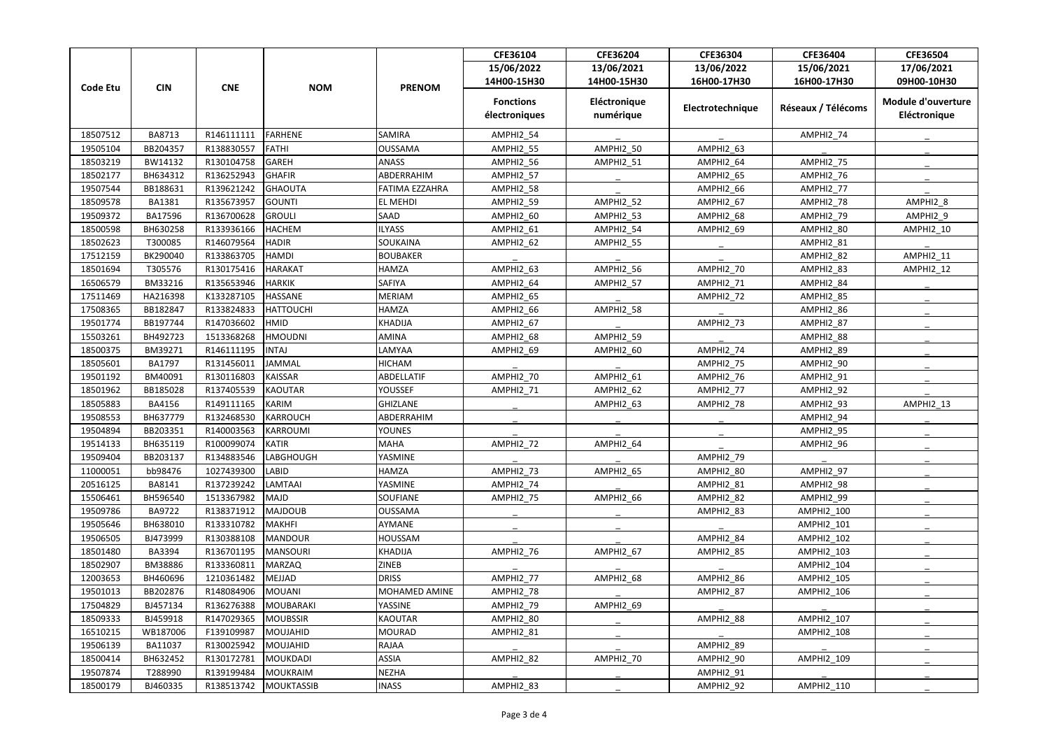| Code Etu | CIN | CNE | NOM | PRENOM | CFE36104 | CFE36204 | CFE36304 | CFE36404 | CFE36504 |
|---|---|---|---|---|---|---|---|---|---|
| | | | | | 15/06/2022 14H00-15H30 | 13/06/2021 14H00-15H30 | 13/06/2022 16H00-17H30 | 15/06/2021 16H00-17H30 | 17/06/2021 09H00-10H30 |
| | | | | | Fonctions électroniques | Eléctronique numérique | Electrotechnique | Réseaux / Télécoms | Module d'ouverture Eléctronique |
| 18507512 | BA8713 | R146111111 | FARHENE | SAMIRA | AMPHI2_54 | _ | _ | AMPHI2_74 | _ |
| 19505104 | BB204357 | R138830557 | FATHI | OUSSAMA | AMPHI2_55 | AMPHI2_50 | AMPHI2_63 | _ | _ |
| 18503219 | BW14132 | R130104758 | GAREH | ANASS | AMPHI2_56 | AMPHI2_51 | AMPHI2_64 | AMPHI2_75 | _ |
| 18502177 | BH634312 | R136252943 | GHAFIR | ABDERRAHIM | AMPHI2_57 | _ | AMPHI2_65 | AMPHI2_76 | _ |
| 19507544 | BB188631 | R139621242 | GHAOUTA | FATIMA EZZAHRA | AMPHI2_58 | _ | AMPHI2_66 | AMPHI2_77 | _ |
| 18509578 | BA1381 | R135673957 | GOUNTI | EL MEHDI | AMPHI2_59 | AMPHI2_52 | AMPHI2_67 | AMPHI2_78 | AMPHI2_8 |
| 19509372 | BA17596 | R136700628 | GROULI | SAAD | AMPHI2_60 | AMPHI2_53 | AMPHI2_68 | AMPHI2_79 | AMPHI2_9 |
| 18500598 | BH630258 | R133936166 | HACHEM | ILYASS | AMPHI2_61 | AMPHI2_54 | AMPHI2_69 | AMPHI2_80 | AMPHI2_10 |
| 18502623 | T300085 | R146079564 | HADIR | SOUKAINA | AMPHI2_62 | AMPHI2_55 | _ | AMPHI2_81 | _ |
| 17512159 | BK290040 | R133863705 | HAMDI | BOUBAKER | _ | _ | _ | AMPHI2_82 | AMPHI2_11 |
| 18501694 | T305576 | R130175416 | HARAKAT | HAMZA | AMPHI2_63 | AMPHI2_56 | AMPHI2_70 | AMPHI2_83 | AMPHI2_12 |
| 16506579 | BM33216 | R135653946 | HARKIK | SAFIYA | AMPHI2_64 | AMPHI2_57 | AMPHI2_71 | AMPHI2_84 | _ |
| 17511469 | HA216398 | K133287105 | HASSANE | MERIAM | AMPHI2_65 | _ | AMPHI2_72 | AMPHI2_85 | _ |
| 17508365 | BB182847 | R133824833 | HATTOUCHI | HAMZA | AMPHI2_66 | AMPHI2_58 | _ | AMPHI2_86 | _ |
| 19501774 | BB197744 | R147036602 | HMID | KHADIJA | AMPHI2_67 | _ | AMPHI2_73 | AMPHI2_87 | _ |
| 15503261 | BH492723 | 1513368268 | HMOUDNI | AMINA | AMPHI2_68 | AMPHI2_59 | _ | AMPHI2_88 | _ |
| 18500375 | BM39271 | R146111195 | INTAJ | LAMYAA | AMPHI2_69 | AMPHI2_60 | AMPHI2_74 | AMPHI2_89 | _ |
| 18505601 | BA1797 | R131456011 | JAMMAL | HICHAM | _ | _ | AMPHI2_75 | AMPHI2_90 | _ |
| 19501192 | BM40091 | R130116803 | KAISSAR | ABDELLATIF | AMPHI2_70 | AMPHI2_61 | AMPHI2_76 | AMPHI2_91 | _ |
| 18501962 | BB185028 | R137405539 | KAOUTAR | YOUSSEF | AMPHI2_71 | AMPHI2_62 | AMPHI2_77 | AMPHI2_92 | _ |
| 18505883 | BA4156 | R149111165 | KARIM | GHIZLANE | _ | AMPHI2_63 | AMPHI2_78 | AMPHI2_93 | AMPHI2_13 |
| 19508553 | BH637779 | R132468530 | KARROUCH | ABDERRAHIM | _ | _ | _ | AMPHI2_94 | _ |
| 19504894 | BB203351 | R140003563 | KARROUMI | YOUNES | _ | _ | _ | AMPHI2_95 | _ |
| 19514133 | BH635119 | R100099074 | KATIR | MAHA | AMPHI2_72 | AMPHI2_64 | _ | AMPHI2_96 | _ |
| 19509404 | BB203137 | R134883546 | LABGHOUGH | YASMINE | _ | _ | AMPHI2_79 | _ | _ |
| 11000051 | bb98476 | 1027439300 | LABID | HAMZA | AMPHI2_73 | AMPHI2_65 | AMPHI2_80 | AMPHI2_97 | _ |
| 20516125 | BA8141 | R137239242 | LAMTAAI | YASMINE | AMPHI2_74 | _ | AMPHI2_81 | AMPHI2_98 | _ |
| 15506461 | BH596540 | 1513367982 | MAJD | SOUFIANE | AMPHI2_75 | AMPHI2_66 | AMPHI2_82 | AMPHI2_99 | _ |
| 19509786 | BA9722 | R138371912 | MAJDOUB | OUSSAMA | _ | _ | AMPHI2_83 | AMPHI2_100 | _ |
| 19505646 | BH638010 | R133310782 | MAKHFI | AYMANE | _ | _ | _ | AMPHI2_101 | _ |
| 19506505 | BJ473999 | R130388108 | MANDOUR | HOUSSAM | _ | _ | AMPHI2_84 | AMPHI2_102 | _ |
| 18501480 | BA3394 | R136701195 | MANSOURI | KHADIJA | AMPHI2_76 | AMPHI2_67 | AMPHI2_85 | AMPHI2_103 | _ |
| 18502907 | BM38886 | R133360811 | MARZAQ | ZINEB | _ | _ | _ | AMPHI2_104 | _ |
| 12003653 | BH460696 | 1210361482 | MEJJAD | DRISS | AMPHI2_77 | AMPHI2_68 | AMPHI2_86 | AMPHI2_105 | _ |
| 19501013 | BB202876 | R148084906 | MOUANI | MOHAMED AMINE | AMPHI2_78 | _ | AMPHI2_87 | AMPHI2_106 | _ |
| 17504829 | BJ457134 | R136276388 | MOUBARAKI | YASSINE | AMPHI2_79 | AMPHI2_69 | _ | _ | _ |
| 18509333 | BJ459918 | R147029365 | MOUBSSIR | KAOUTAR | AMPHI2_80 | _ | AMPHI2_88 | AMPHI2_107 | _ |
| 16510215 | WB187006 | F139109987 | MOUJAHID | MOURAD | AMPHI2_81 | _ | _ | AMPHI2_108 | _ |
| 19506139 | BA11037 | R130025942 | MOUJAHID | RAJAA | _ | _ | AMPHI2_89 | _ | _ |
| 18500414 | BH632452 | R130172781 | MOUKDADI | ASSIA | AMPHI2_82 | AMPHI2_70 | AMPHI2_90 | AMPHI2_109 | _ |
| 19507874 | T288990 | R139199484 | MOUKRAIM | NEZHA | _ | _ | AMPHI2_91 | _ | _ |
| 18500179 | BJ460335 | R138513742 | MOUKTASSIB | INASS | AMPHI2_83 | _ | AMPHI2_92 | AMPHI2_110 | _ |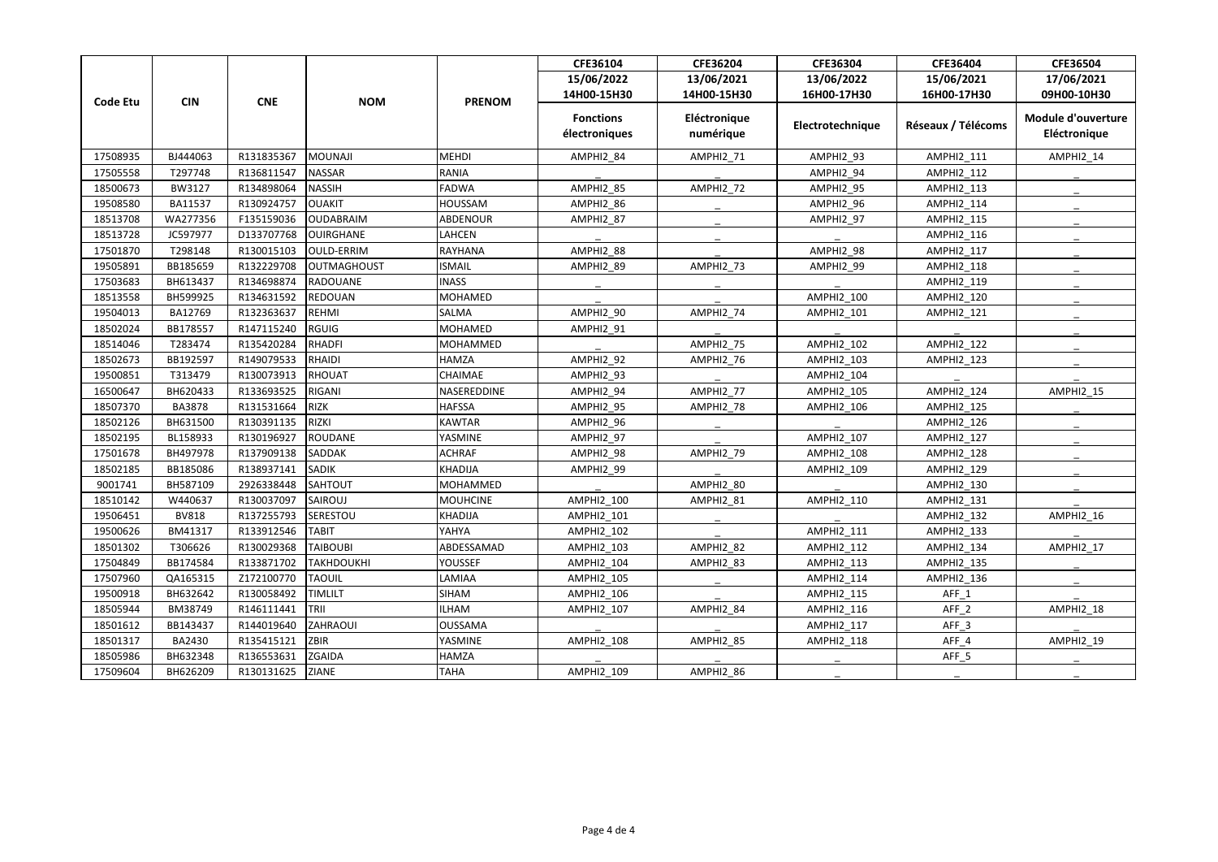| Code Etu | CIN | CNE | NOM | PRENOM | CFE36104<br>15/06/2022<br>14H00-15H30<br>Fonctions électroniques | CFE36204<br>13/06/2021<br>14H00-15H30<br>Eléctronique numérique | CFE36304<br>13/06/2022<br>16H00-17H30<br>Electrotechnique | CFE36404<br>15/06/2021<br>16H00-17H30<br>Réseaux / Télécoms | CFE36504<br>17/06/2021<br>09H00-10H30<br>Module d'ouverture Eléctronique |
|---|---|---|---|---|---|---|---|---|---|
| 17508935 | BJ444063 | R131835367 | MOUNAJI | MEHDI | AMPHI2_84 | AMPHI2_71 | AMPHI2_93 | AMPHI2_111 | AMPHI2_14 |
| 17505558 | T297748 | R136811547 | NASSAR | RANIA | _ | _ | AMPHI2_94 | AMPHI2_112 | _ |
| 18500673 | BW3127 | R134898064 | NASSIH | FADWA | AMPHI2_85 | AMPHI2_72 | AMPHI2_95 | AMPHI2_113 | _ |
| 19508580 | BA11537 | R130924757 | OUAKIT | HOUSSAM | AMPHI2_86 | _ | AMPHI2_96 | AMPHI2_114 | _ |
| 18513708 | WA277356 | F135159036 | OUDABRAIM | ABDENOUR | AMPHI2_87 | _ | AMPHI2_97 | AMPHI2_115 | _ |
| 18513728 | JC597977 | D133707768 | OUIRGHANE | LAHCEN | _ | _ | _ | AMPHI2_116 | _ |
| 17501870 | T298148 | R130015103 | OULD-ERRIM | RAYHANA | AMPHI2_88 | _ | AMPHI2_98 | AMPHI2_117 | _ |
| 19505891 | BB185659 | R132229708 | OUTMAGHOUST | ISMAIL | AMPHI2_89 | AMPHI2_73 | AMPHI2_99 | AMPHI2_118 | _ |
| 17503683 | BH613437 | R134698874 | RADOUANE | INASS | _ | _ | _ | AMPHI2_119 | _ |
| 18513558 | BH599925 | R134631592 | REDOUAN | MOHAMED | _ | _ | AMPHI2_100 | AMPHI2_120 | _ |
| 19504013 | BA12769 | R132363637 | REHMI | SALMA | AMPHI2_90 | AMPHI2_74 | AMPHI2_101 | AMPHI2_121 | _ |
| 18502024 | BB178557 | R147115240 | RGUIG | MOHAMED | AMPHI2_91 | _ | _ | _ | _ |
| 18514046 | T283474 | R135420284 | RHADFI | MOHAMMED | _ | AMPHI2_75 | AMPHI2_102 | AMPHI2_122 | _ |
| 18502673 | BB192597 | R149079533 | RHAIDI | HAMZA | AMPHI2_92 | AMPHI2_76 | AMPHI2_103 | AMPHI2_123 | _ |
| 19500851 | T313479 | R130073913 | RHOUAT | CHAIMAE | AMPHI2_93 | _ | AMPHI2_104 | _ | _ |
| 16500647 | BH620433 | R133693525 | RIGANI | NASEREDDINE | AMPHI2_94 | AMPHI2_77 | AMPHI2_105 | AMPHI2_124 | AMPHI2_15 |
| 18507370 | BA3878 | R131531664 | RIZK | HAFSSA | AMPHI2_95 | AMPHI2_78 | AMPHI2_106 | AMPHI2_125 | _ |
| 18502126 | BH631500 | R130391135 | RIZKI | KAWTAR | AMPHI2_96 | _ | _ | AMPHI2_126 | _ |
| 18502195 | BL158933 | R130196927 | ROUDANE | YASMINE | AMPHI2_97 | _ | AMPHI2_107 | AMPHI2_127 | _ |
| 17501678 | BH497978 | R137909138 | SADDAK | ACHRAF | AMPHI2_98 | AMPHI2_79 | AMPHI2_108 | AMPHI2_128 | _ |
| 18502185 | BB185086 | R138937141 | SADIK | KHADIJA | AMPHI2_99 | _ | AMPHI2_109 | AMPHI2_129 | _ |
| 9001741 | BH587109 | 2926338448 | SAHTOUT | MOHAMMED | _ | AMPHI2_80 | _ | AMPHI2_130 | _ |
| 18510142 | W440637 | R130037097 | SAIROUJ | MOUHCINE | AMPHI2_100 | AMPHI2_81 | AMPHI2_110 | AMPHI2_131 | _ |
| 19506451 | BV818 | R137255793 | SERESTOU | KHADIJA | AMPHI2_101 | _ | _ | AMPHI2_132 | AMPHI2_16 |
| 19500626 | BM41317 | R133912546 | TABIT | YAHYA | AMPHI2_102 | _ | AMPHI2_111 | AMPHI2_133 | _ |
| 18501302 | T306626 | R130029368 | TAIBOUBI | ABDESSAMAD | AMPHI2_103 | AMPHI2_82 | AMPHI2_112 | AMPHI2_134 | AMPHI2_17 |
| 17504849 | BB174584 | R133871702 | TAKHDOUKHI | YOUSSEF | AMPHI2_104 | AMPHI2_83 | AMPHI2_113 | AMPHI2_135 | _ |
| 17507960 | QA165315 | Z172100770 | TAOUIL | LAMIAA | AMPHI2_105 | _ | AMPHI2_114 | AMPHI2_136 | _ |
| 19500918 | BH632642 | R130058492 | TIMLILT | SIHAM | AMPHI2_106 | _ | AMPHI2_115 | AFF_1 | _ |
| 18505944 | BM38749 | R146111441 | TRII | ILHAM | AMPHI2_107 | AMPHI2_84 | AMPHI2_116 | AFF_2 | AMPHI2_18 |
| 18501612 | BB143437 | R144019640 | ZAHRAOUI | OUSSAMA | _ | _ | AMPHI2_117 | AFF_3 | _ |
| 18501317 | BA2430 | R135415121 | ZBIR | YASMINE | AMPHI2_108 | AMPHI2_85 | AMPHI2_118 | AFF_4 | AMPHI2_19 |
| 18505986 | BH632348 | R136553631 | ZGAIDA | HAMZA | _ | _ | _ | AFF_5 | _ |
| 17509604 | BH626209 | R130131625 | ZIANE | TAHA | AMPHI2_109 | AMPHI2_86 | _ | _ | _ |